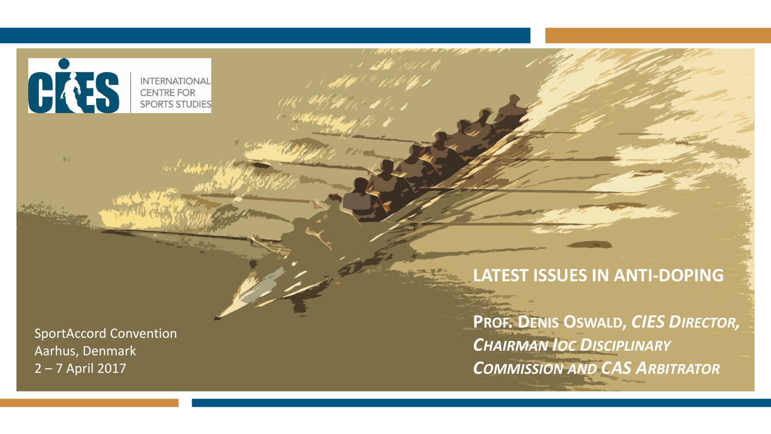CIES INTERNATIONAL CENTRE FOR SPORTS STUDIES

# LATEST ISSUES IN ANTI-DOPING

**PROF. DENIS OSWALD,** ***CIES DIRECTOR, CHAIRMAN IOC DISCIPLINARY COMMISSION AND CAS ARBITRATOR***

SportAccord Convention
Aarhus, Denmark
2 – 7 April 2017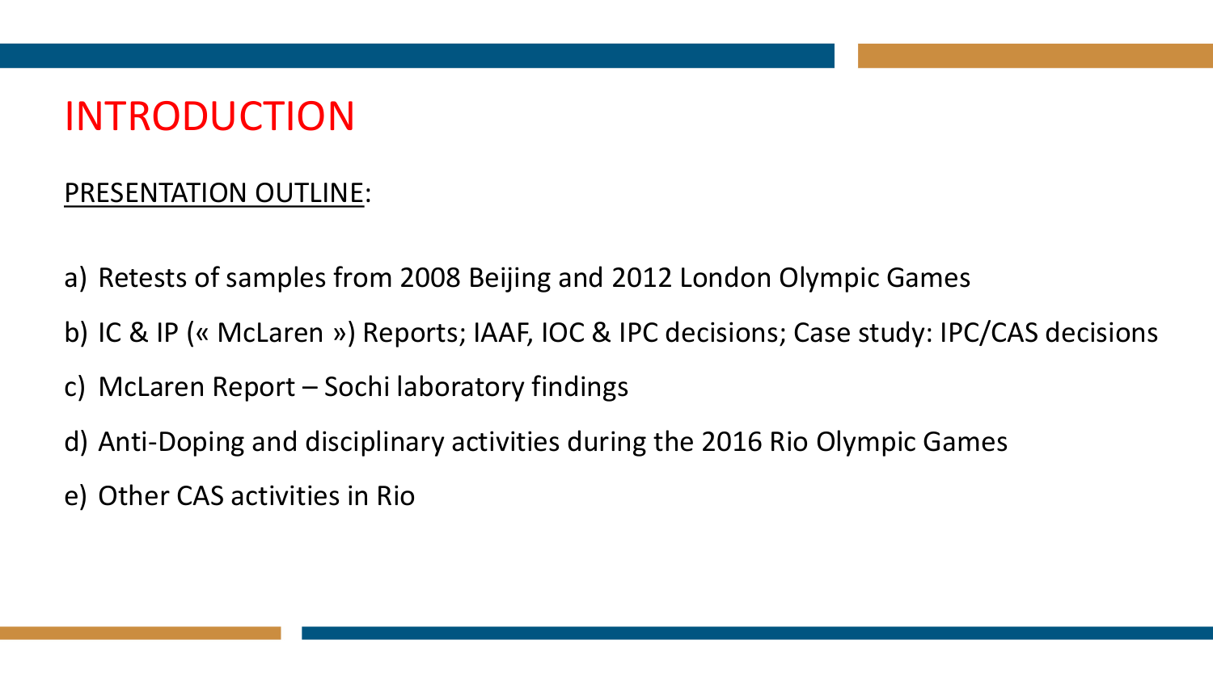# INTRODUCTION

PRESENTATION OUTLINE:

a) Retests of samples from 2008 Beijing and 2012 London Olympic Games

b) IC & IP (« McLaren ») Reports; IAAF, IOC & IPC decisions; Case study: IPC/CAS decisions

c) McLaren Report – Sochi laboratory findings

d) Anti-Doping and disciplinary activities during the 2016 Rio Olympic Games

e) Other CAS activities in Rio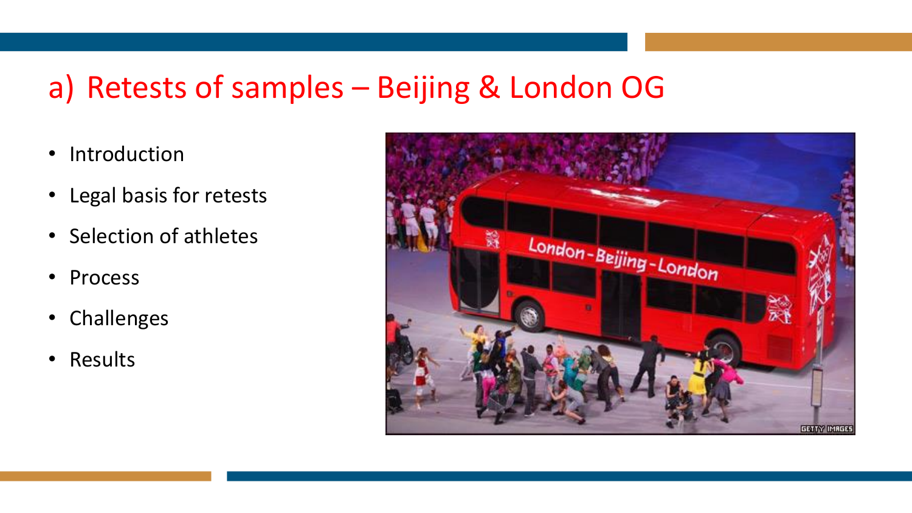# a) Retests of samples – Beijing & London OG

- Introduction
- Legal basis for retests
- Selection of athletes
- Process
- Challenges
- Results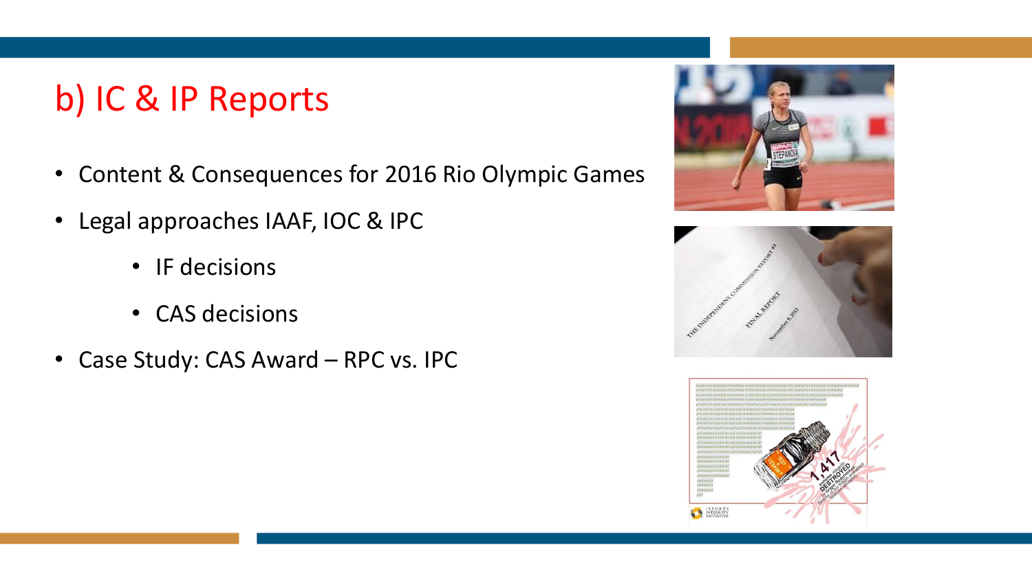# b) IC & IP Reports

- Content & Consequences for 2016 Rio Olympic Games
- Legal approaches IAAF, IOC & IPC
  - IF decisions
  - CAS decisions
- Case Study: CAS Award – RPC vs. IPC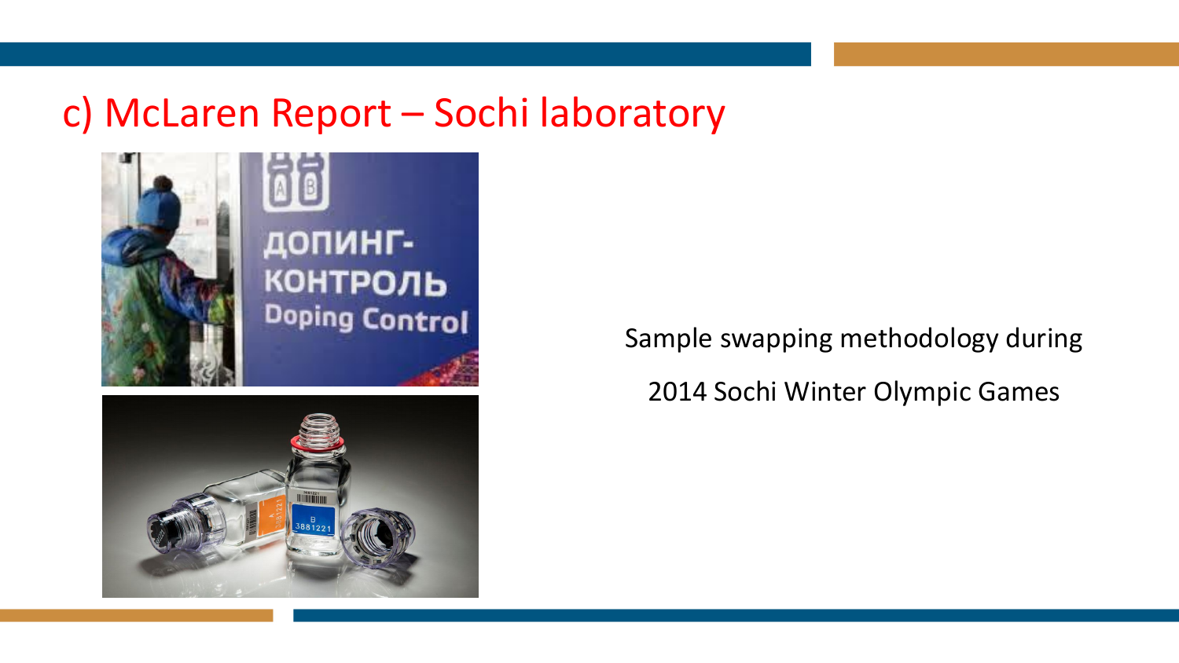# c) McLaren Report – Sochi laboratory

Sample swapping methodology during

2014 Sochi Winter Olympic Games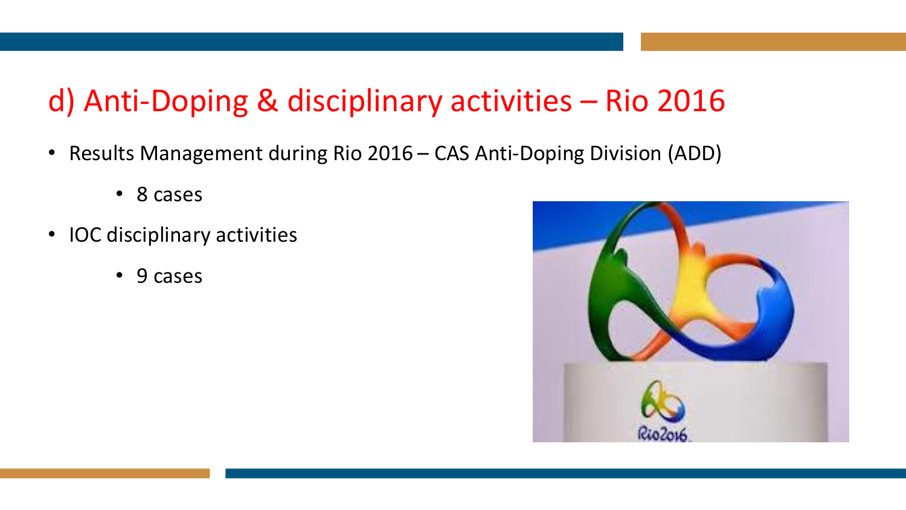## d) Anti-Doping & disciplinary activities – Rio 2016

- Results Management during Rio 2016 – CAS Anti-Doping Division (ADD)
  - 8 cases
- IOC disciplinary activities
  - 9 cases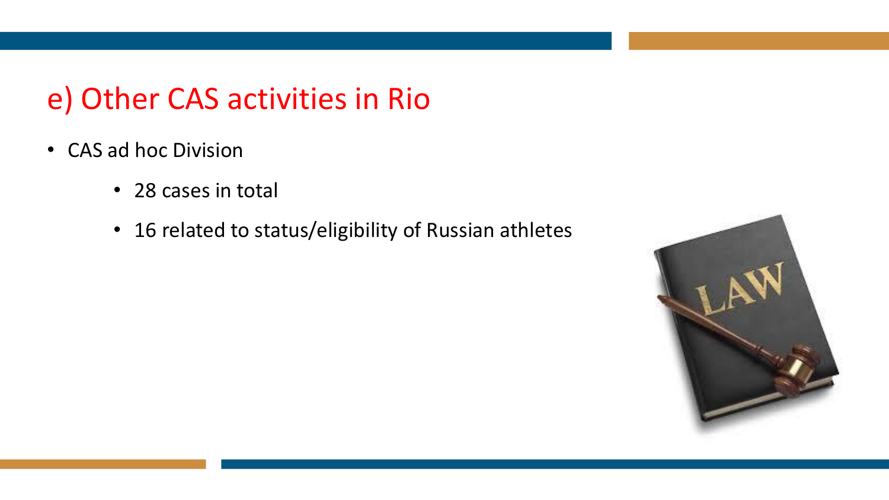## e) Other CAS activities in Rio

- CAS ad hoc Division
  - 28 cases in total
  - 16 related to status/eligibility of Russian athletes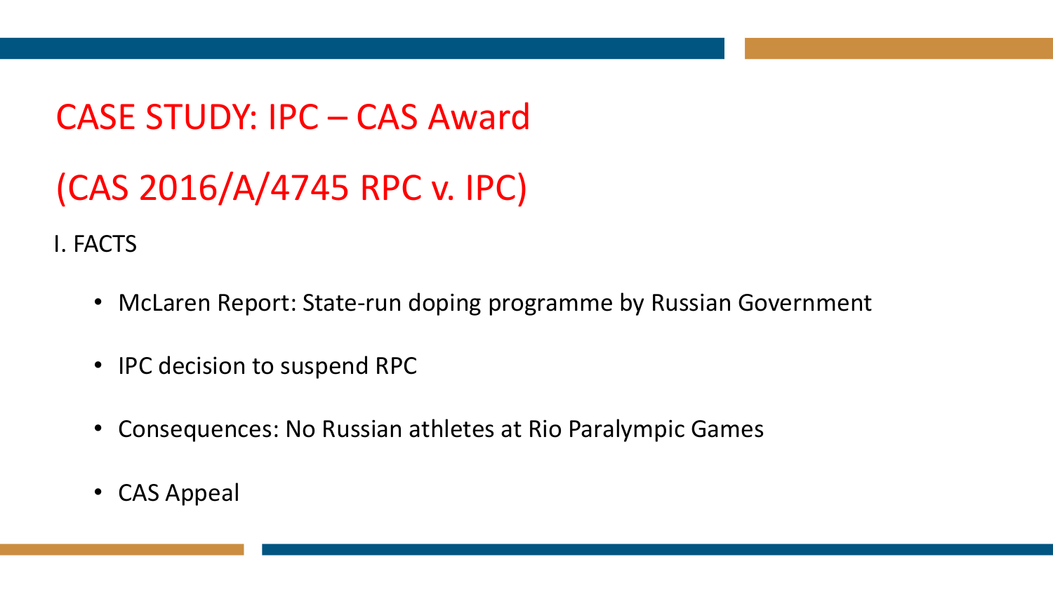# CASE STUDY: IPC – CAS Award

# (CAS 2016/A/4745 RPC v. IPC)

I. FACTS

- McLaren Report: State-run doping programme by Russian Government
- IPC decision to suspend RPC
- Consequences: No Russian athletes at Rio Paralympic Games
- CAS Appeal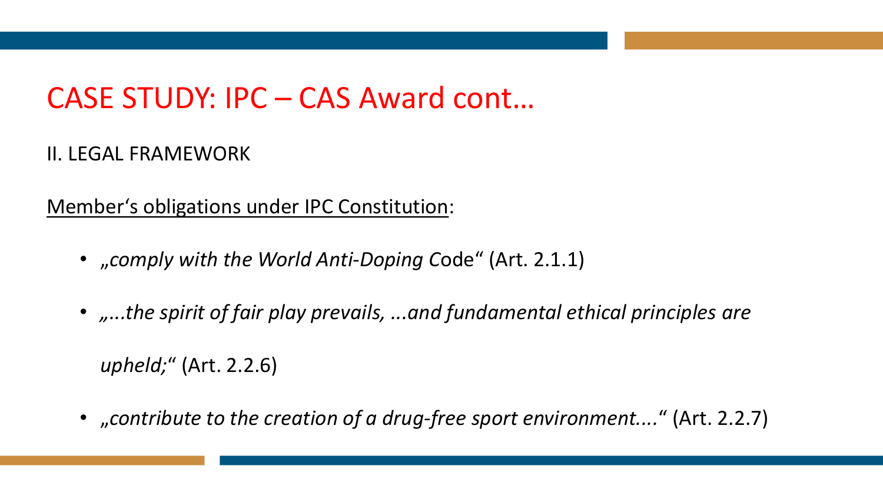# CASE STUDY: IPC – CAS Award cont…

II. LEGAL FRAMEWORK

Member's obligations under IPC Constitution:

- *„comply with the World Anti-Doping* Code" (Art. 2.1.1)
- *„...the spirit of fair play prevails, ...and fundamental ethical principles are upheld;*" (Art. 2.2.6)
- *„contribute to the creation of a drug-free sport environment....*" (Art. 2.2.7)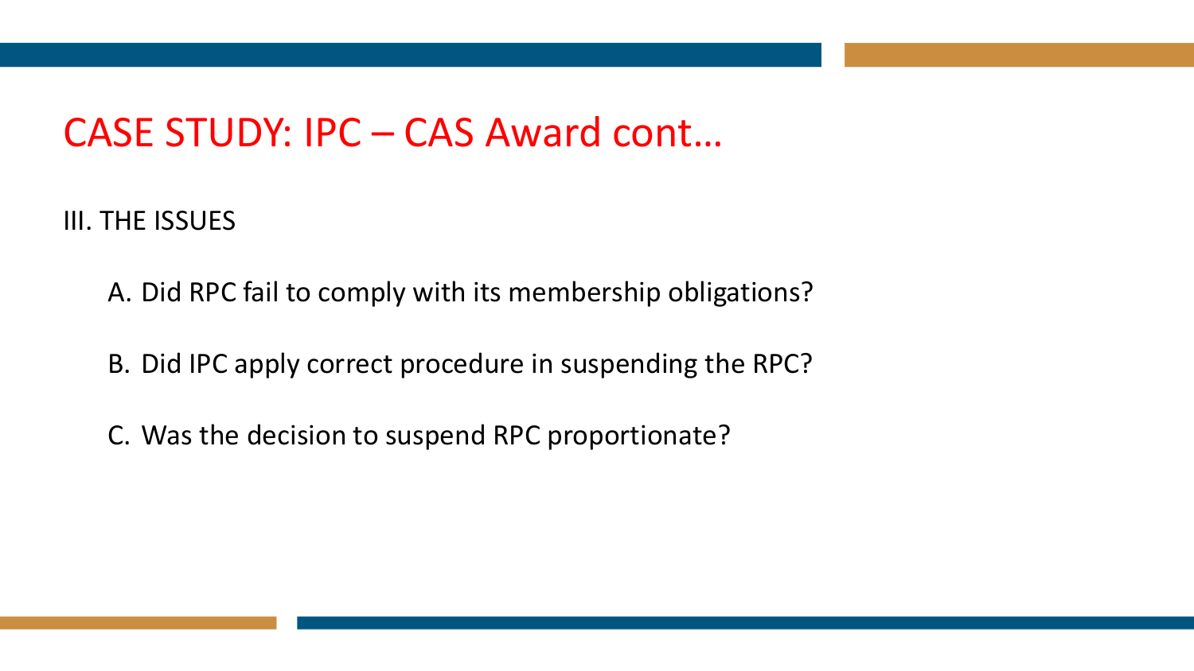# CASE STUDY: IPC – CAS Award cont…

III. THE ISSUES

A. Did RPC fail to comply with its membership obligations?

B. Did IPC apply correct procedure in suspending the RPC?

C. Was the decision to suspend RPC proportionate?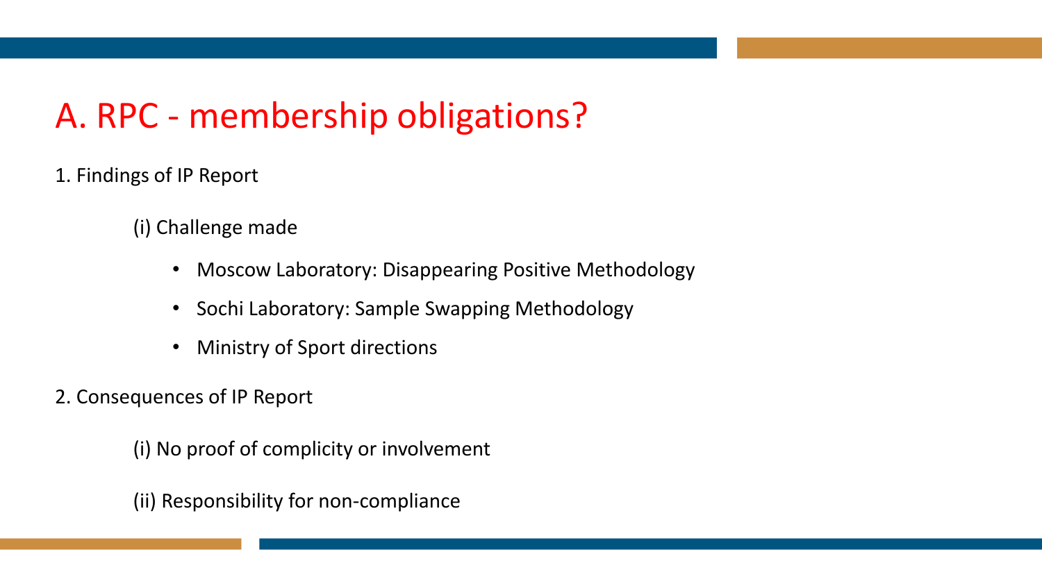# A. RPC - membership obligations?

1. Findings of IP Report

   (i) Challenge made

   - Moscow Laboratory: Disappearing Positive Methodology
   - Sochi Laboratory: Sample Swapping Methodology
   - Ministry of Sport directions

2. Consequences of IP Report

   (i) No proof of complicity or involvement

   (ii) Responsibility for non-compliance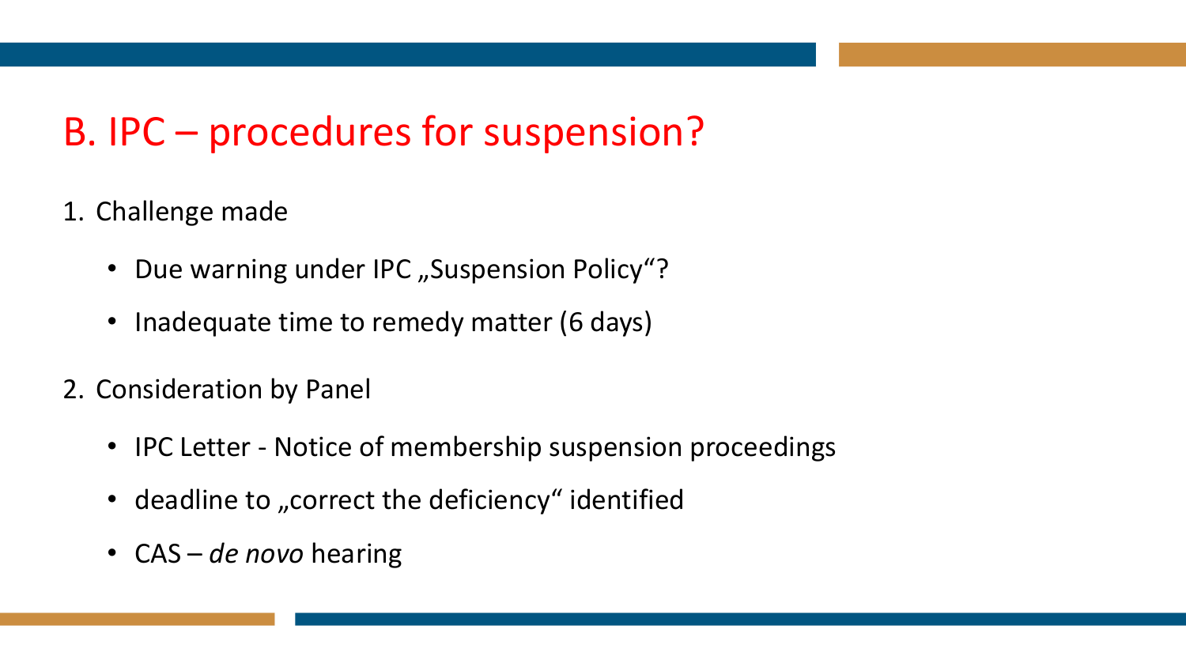## B. IPC – procedures for suspension?

1. Challenge made
   - Due warning under IPC „Suspension Policy“?
   - Inadequate time to remedy matter (6 days)
2. Consideration by Panel
   - IPC Letter - Notice of membership suspension proceedings
   - deadline to „correct the deficiency“ identified
   - CAS – *de novo* hearing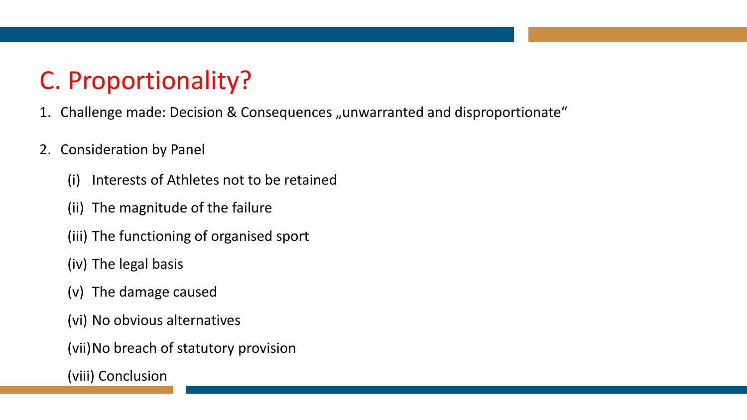# C. Proportionality?

1. Challenge made: Decision & Consequences „unwarranted and disproportionate“

2. Consideration by Panel

   (i) Interests of Athletes not to be retained

   (ii) The magnitude of the failure

   (iii) The functioning of organised sport

   (iv) The legal basis

   (v) The damage caused

   (vi) No obvious alternatives

   (vii) No breach of statutory provision

   (viii) Conclusion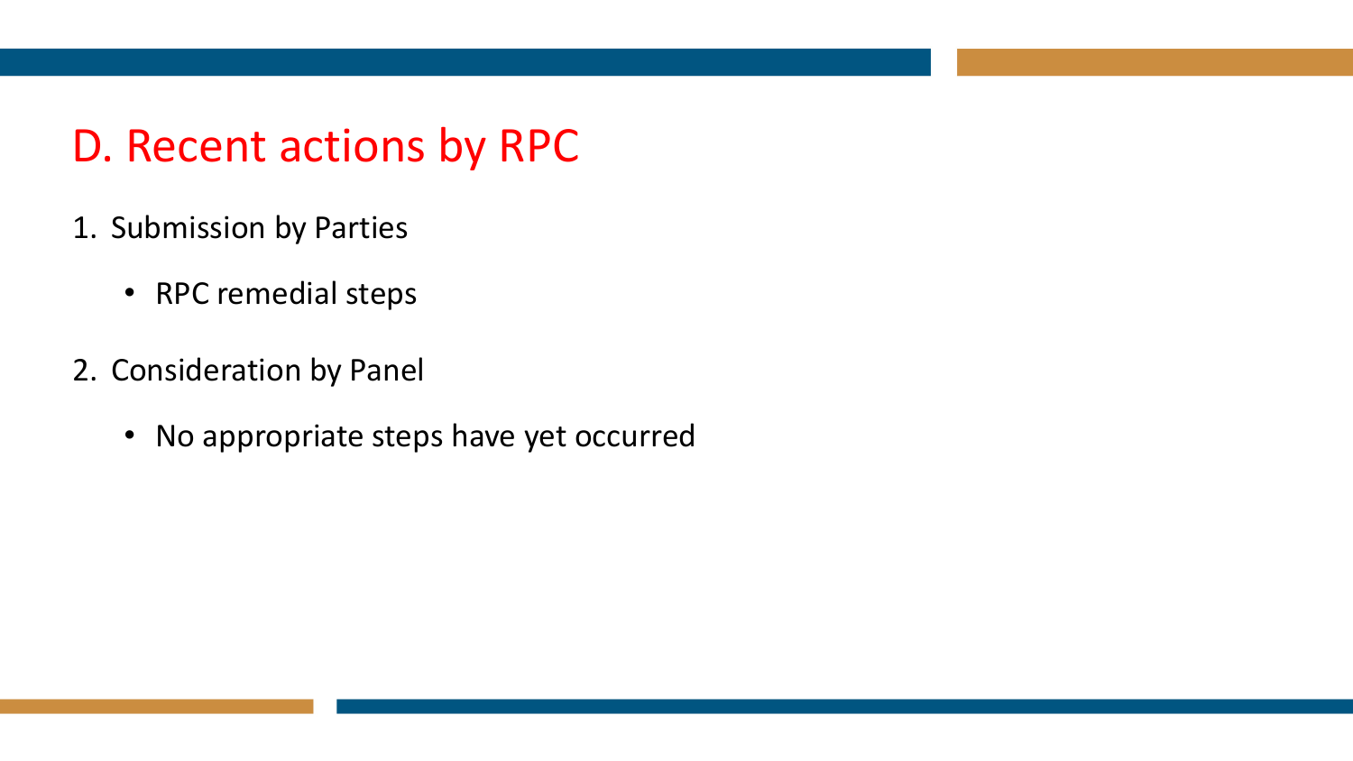# D. Recent actions by RPC

1. Submission by Parties
   - RPC remedial steps
2. Consideration by Panel
   - No appropriate steps have yet occurred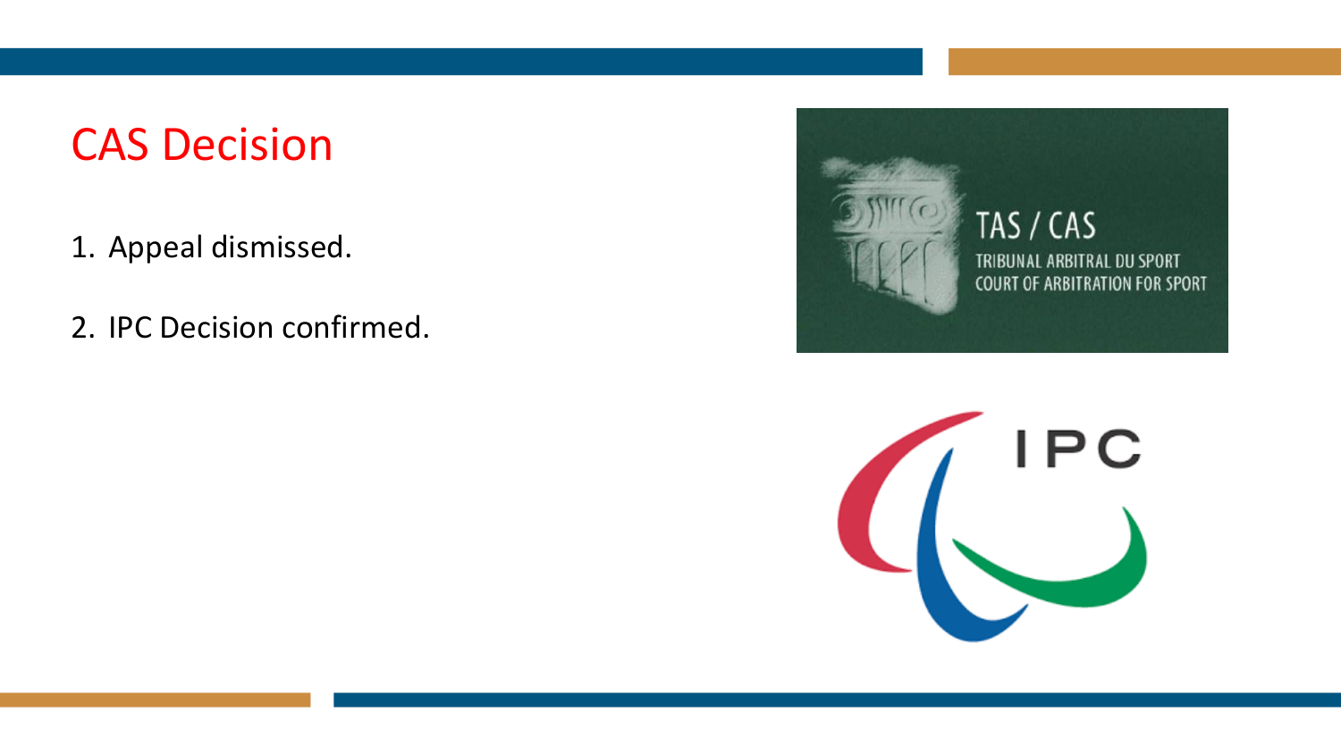# CAS Decision

1. Appeal dismissed.

2. IPC Decision confirmed.